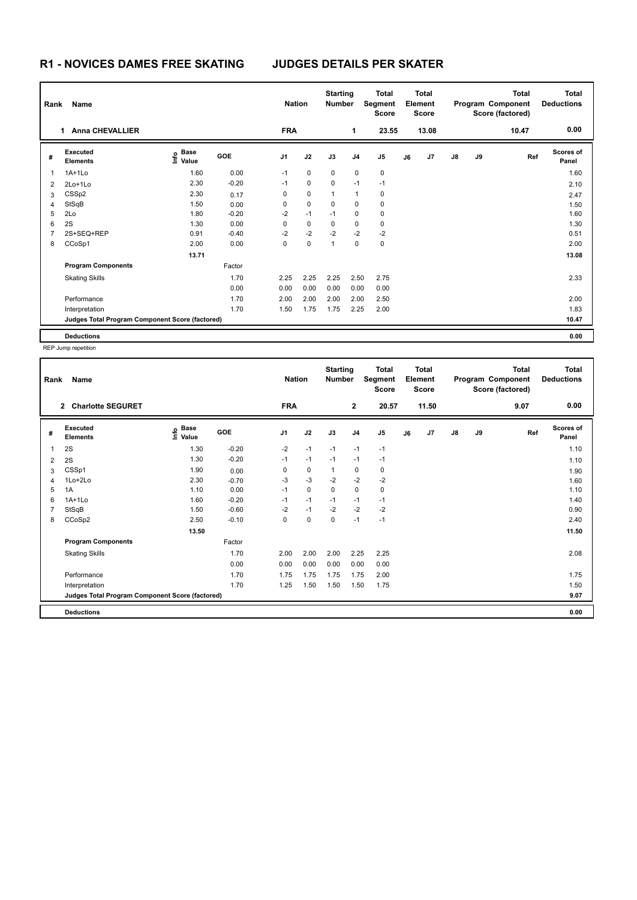# R1 - NOVICES DAMES FREE SKATING JUDGES DETAILS PER SKATER

| Rank | Name | Nation | Starting Number | Total Segment Score | Total Element Score | Total Program Component Score (factored) | Total Deductions |
|---|---|---|---|---|---|---|---|
| 1 | Anna CHEVALLIER | FRA | 1 | 23.55 | 13.08 | 10.47 | 0.00 |

| # | Executed Elements | Info | Base Value | GOE | J1 | J2 | J3 | J4 | J5 | J6 | J7 | J8 | J9 | Ref | Scores of Panel |
|---|---|---|---|---|---|---|---|---|---|---|---|---|---|---|---|
| 1 | 1A+1Lo | | 1.60 | 0.00 | -1 | 0 | 0 | 0 | 0 | | | | | | 1.60 |
| 2 | 2Lo+1Lo | | 2.30 | -0.20 | -1 | 0 | 0 | -1 | -1 | | | | | | 2.10 |
| 3 | CSSp2 | | 2.30 | 0.17 | 0 | 0 | 1 | 1 | 0 | | | | | | 2.47 |
| 4 | StSqB | | 1.50 | 0.00 | 0 | 0 | 0 | 0 | 0 | | | | | | 1.50 |
| 5 | 2Lo | | 1.80 | -0.20 | -2 | -1 | -1 | 0 | 0 | | | | | | 1.60 |
| 6 | 2S | | 1.30 | 0.00 | 0 | 0 | 0 | 0 | 0 | | | | | | 1.30 |
| 7 | 2S+SEQ+REP | | 0.91 | -0.40 | -2 | -2 | -2 | -2 | -2 | | | | | | 0.51 |
| 8 | CCoSp1 | | 2.00 | 0.00 | 0 | 0 | 1 | 0 | 0 | | | | | | 2.00 |
| | | | 13.71 | | | | | | | | | | | | 13.08 |
| | **Program Components** | | | Factor | | | | | | | | | | | |
| | Skating Skills | | | 1.70 | 2.25 | 2.25 | 2.25 | 2.50 | 2.75 | | | | | | 2.33 |
| | | | | 0.00 | 0.00 | 0.00 | 0.00 | 0.00 | 0.00 | | | | | | |
| | Performance | | | 1.70 | 2.00 | 2.00 | 2.00 | 2.00 | 2.50 | | | | | | 2.00 |
| | Interpretation | | | 1.70 | 1.50 | 1.75 | 1.75 | 2.25 | 2.00 | | | | | | 1.83 |
| | **Judges Total Program Component Score (factored)** | | | | | | | | | | | | | | 10.47 |
| | **Deductions** | | | | | | | | | | | | | | 0.00 |

REP Jump repetition

| Rank | Name | Nation | Starting Number | Total Segment Score | Total Element Score | Total Program Component Score (factored) | Total Deductions |
|---|---|---|---|---|---|---|---|
| 2 | Charlotte SEGURET | FRA | 2 | 20.57 | 11.50 | 9.07 | 0.00 |

| # | Executed Elements | Info | Base Value | GOE | J1 | J2 | J3 | J4 | J5 | J6 | J7 | J8 | J9 | Ref | Scores of Panel |
|---|---|---|---|---|---|---|---|---|---|---|---|---|---|---|---|
| 1 | 2S | | 1.30 | -0.20 | -2 | -1 | -1 | -1 | -1 | | | | | | 1.10 |
| 2 | 2S | | 1.30 | -0.20 | -1 | -1 | -1 | -1 | -1 | | | | | | 1.10 |
| 3 | CSSp1 | | 1.90 | 0.00 | 0 | 0 | 1 | 0 | 0 | | | | | | 1.90 |
| 4 | 1Lo+2Lo | | 2.30 | -0.70 | -3 | -3 | -2 | -2 | -2 | | | | | | 1.60 |
| 5 | 1A | | 1.10 | 0.00 | -1 | 0 | 0 | 0 | 0 | | | | | | 1.10 |
| 6 | 1A+1Lo | | 1.60 | -0.20 | -1 | -1 | -1 | -1 | -1 | | | | | | 1.40 |
| 7 | StSqB | | 1.50 | -0.60 | -2 | -1 | -2 | -2 | -2 | | | | | | 0.90 |
| 8 | CCoSp2 | | 2.50 | -0.10 | 0 | 0 | 0 | -1 | -1 | | | | | | 2.40 |
| | | | 13.50 | | | | | | | | | | | | 11.50 |
| | **Program Components** | | | Factor | | | | | | | | | | | |
| | Skating Skills | | | 1.70 | 2.00 | 2.00 | 2.00 | 2.25 | 2.25 | | | | | | 2.08 |
| | | | | 0.00 | 0.00 | 0.00 | 0.00 | 0.00 | 0.00 | | | | | | |
| | Performance | | | 1.70 | 1.75 | 1.75 | 1.75 | 1.75 | 2.00 | | | | | | 1.75 |
| | Interpretation | | | 1.70 | 1.25 | 1.50 | 1.50 | 1.50 | 1.75 | | | | | | 1.50 |
| | **Judges Total Program Component Score (factored)** | | | | | | | | | | | | | | 9.07 |
| | **Deductions** | | | | | | | | | | | | | | 0.00 |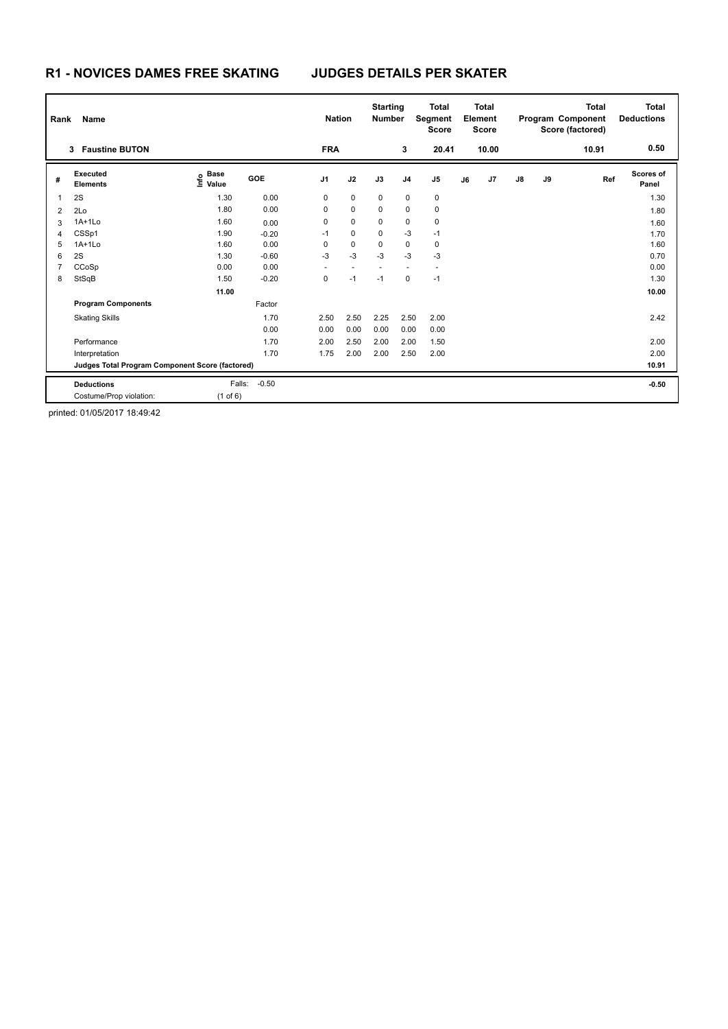# R1 - NOVICES DAMES FREE SKATING JUDGES DETAILS PER SKATER

| Rank | Name | Nation | Starting Number | Total Segment Score | Total Element Score | Total Program Component Score (factored) | Total Deductions |
|---|---|---|---|---|---|---|---|
| 3 | Faustine BUTON | FRA | 3 | 20.41 | 10.00 | 10.91 | 0.50 |

| # | Executed Elements | Info | Base Value | GOE | J1 | J2 | J3 | J4 | J5 | J6 | J7 | J8 | J9 | Ref | Scores of Panel |
|---|---|---|---|---|---|---|---|---|---|---|---|---|---|---|---|
| 1 | 2S | | 1.30 | 0.00 | 0 | 0 | 0 | 0 | 0 | | | | | | 1.30 |
| 2 | 2Lo | | 1.80 | 0.00 | 0 | 0 | 0 | 0 | 0 | | | | | | 1.80 |
| 3 | 1A+1Lo | | 1.60 | 0.00 | 0 | 0 | 0 | 0 | 0 | | | | | | 1.60 |
| 4 | CSSp1 | | 1.90 | -0.20 | -1 | 0 | 0 | -3 | -1 | | | | | | 1.70 |
| 5 | 1A+1Lo | | 1.60 | 0.00 | 0 | 0 | 0 | 0 | 0 | | | | | | 1.60 |
| 6 | 2S | | 1.30 | -0.60 | -3 | -3 | -3 | -3 | -3 | | | | | | 0.70 |
| 7 | CCoSp | | 0.00 | 0.00 | - | - | - | - | - | | | | | | 0.00 |
| 8 | StSqB | | 1.50 | -0.20 | 0 | -1 | -1 | 0 | -1 | | | | | | 1.30 |
| | | | 11.00 | | | | | | | | | | | | 10.00 |
| | **Program Components** | | | Factor | | | | | | | | | | | |
| | Skating Skills | | | 1.70 | 2.50 | 2.50 | 2.25 | 2.50 | 2.00 | | | | | | 2.42 |
| | | | | 0.00 | 0.00 | 0.00 | 0.00 | 0.00 | 0.00 | | | | | | |
| | Performance | | | 1.70 | 2.00 | 2.50 | 2.00 | 2.00 | 1.50 | | | | | | 2.00 |
| | Interpretation | | | 1.70 | 1.75 | 2.00 | 2.00 | 2.50 | 2.00 | | | | | | 2.00 |
| | **Judges Total Program Component Score (factored)** | | | | | | | | | | | | | | 10.91 |
| | **Deductions** | | Falls: | -0.50 | | | | | | | | | | | -0.50 |
| | Costume/Prop violation: | | (1 of 6) | | | | | | | | | | | | |

printed: 01/05/2017 18:49:42